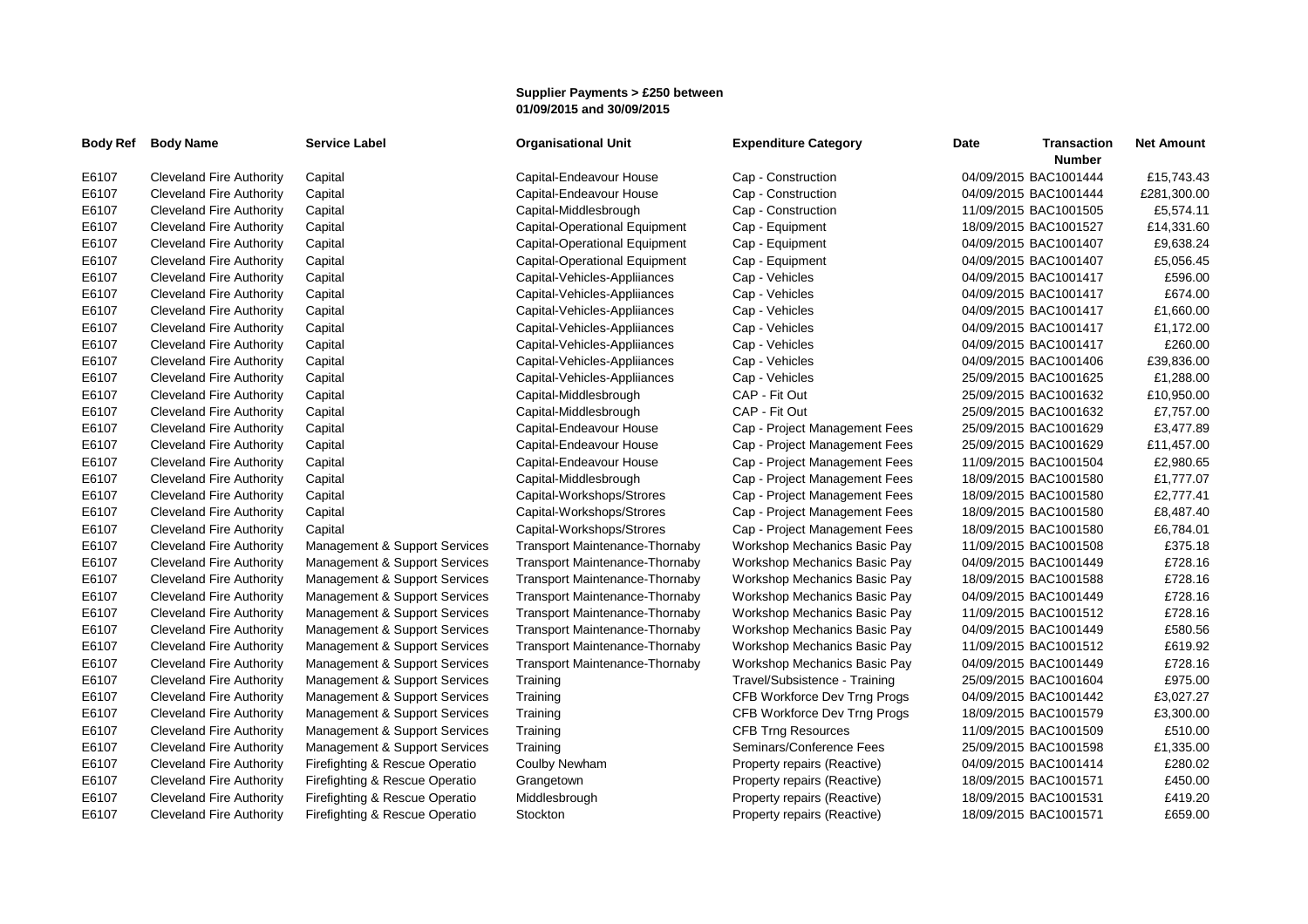**Supplier Payments > £250 between 01/09/2015 and 30/09/2015**

| Body Ref | Body Name | Service Label | Organisational Unit | Expenditure Category | Date | Transaction Number | Net Amount |
|---|---|---|---|---|---|---|---|
| E6107 | Cleveland Fire Authority | Capital | Capital-Endeavour House | Cap - Construction | 04/09/2015 | BAC1001444 | £15,743.43 |
| E6107 | Cleveland Fire Authority | Capital | Capital-Endeavour House | Cap - Construction | 04/09/2015 | BAC1001444 | £281,300.00 |
| E6107 | Cleveland Fire Authority | Capital | Capital-Middlesbrough | Cap - Construction | 11/09/2015 | BAC1001505 | £5,574.11 |
| E6107 | Cleveland Fire Authority | Capital | Capital-Operational Equipment | Cap - Equipment | 18/09/2015 | BAC1001527 | £14,331.60 |
| E6107 | Cleveland Fire Authority | Capital | Capital-Operational Equipment | Cap - Equipment | 04/09/2015 | BAC1001407 | £9,638.24 |
| E6107 | Cleveland Fire Authority | Capital | Capital-Operational Equipment | Cap - Equipment | 04/09/2015 | BAC1001407 | £5,056.45 |
| E6107 | Cleveland Fire Authority | Capital | Capital-Vehicles-Appliiances | Cap - Vehicles | 04/09/2015 | BAC1001417 | £596.00 |
| E6107 | Cleveland Fire Authority | Capital | Capital-Vehicles-Appliiances | Cap - Vehicles | 04/09/2015 | BAC1001417 | £674.00 |
| E6107 | Cleveland Fire Authority | Capital | Capital-Vehicles-Appliiances | Cap - Vehicles | 04/09/2015 | BAC1001417 | £1,660.00 |
| E6107 | Cleveland Fire Authority | Capital | Capital-Vehicles-Appliiances | Cap - Vehicles | 04/09/2015 | BAC1001417 | £1,172.00 |
| E6107 | Cleveland Fire Authority | Capital | Capital-Vehicles-Appliiances | Cap - Vehicles | 04/09/2015 | BAC1001417 | £260.00 |
| E6107 | Cleveland Fire Authority | Capital | Capital-Vehicles-Appliiances | Cap - Vehicles | 04/09/2015 | BAC1001406 | £39,836.00 |
| E6107 | Cleveland Fire Authority | Capital | Capital-Vehicles-Appliiances | Cap - Vehicles | 25/09/2015 | BAC1001625 | £1,288.00 |
| E6107 | Cleveland Fire Authority | Capital | Capital-Middlesbrough | CAP - Fit Out | 25/09/2015 | BAC1001632 | £10,950.00 |
| E6107 | Cleveland Fire Authority | Capital | Capital-Middlesbrough | CAP - Fit Out | 25/09/2015 | BAC1001632 | £7,757.00 |
| E6107 | Cleveland Fire Authority | Capital | Capital-Endeavour House | Cap - Project Management Fees | 25/09/2015 | BAC1001629 | £3,477.89 |
| E6107 | Cleveland Fire Authority | Capital | Capital-Endeavour House | Cap - Project Management Fees | 25/09/2015 | BAC1001629 | £11,457.00 |
| E6107 | Cleveland Fire Authority | Capital | Capital-Endeavour House | Cap - Project Management Fees | 11/09/2015 | BAC1001504 | £2,980.65 |
| E6107 | Cleveland Fire Authority | Capital | Capital-Middlesbrough | Cap - Project Management Fees | 18/09/2015 | BAC1001580 | £1,777.07 |
| E6107 | Cleveland Fire Authority | Capital | Capital-Workshops/Strores | Cap - Project Management Fees | 18/09/2015 | BAC1001580 | £2,777.41 |
| E6107 | Cleveland Fire Authority | Capital | Capital-Workshops/Strores | Cap - Project Management Fees | 18/09/2015 | BAC1001580 | £8,487.40 |
| E6107 | Cleveland Fire Authority | Capital | Capital-Workshops/Strores | Cap - Project Management Fees | 18/09/2015 | BAC1001580 | £6,784.01 |
| E6107 | Cleveland Fire Authority | Management & Support Services | Transport Maintenance-Thornaby | Workshop Mechanics Basic Pay | 11/09/2015 | BAC1001508 | £375.18 |
| E6107 | Cleveland Fire Authority | Management & Support Services | Transport Maintenance-Thornaby | Workshop Mechanics Basic Pay | 04/09/2015 | BAC1001449 | £728.16 |
| E6107 | Cleveland Fire Authority | Management & Support Services | Transport Maintenance-Thornaby | Workshop Mechanics Basic Pay | 18/09/2015 | BAC1001588 | £728.16 |
| E6107 | Cleveland Fire Authority | Management & Support Services | Transport Maintenance-Thornaby | Workshop Mechanics Basic Pay | 04/09/2015 | BAC1001449 | £728.16 |
| E6107 | Cleveland Fire Authority | Management & Support Services | Transport Maintenance-Thornaby | Workshop Mechanics Basic Pay | 11/09/2015 | BAC1001512 | £728.16 |
| E6107 | Cleveland Fire Authority | Management & Support Services | Transport Maintenance-Thornaby | Workshop Mechanics Basic Pay | 04/09/2015 | BAC1001449 | £580.56 |
| E6107 | Cleveland Fire Authority | Management & Support Services | Transport Maintenance-Thornaby | Workshop Mechanics Basic Pay | 11/09/2015 | BAC1001512 | £619.92 |
| E6107 | Cleveland Fire Authority | Management & Support Services | Transport Maintenance-Thornaby | Workshop Mechanics Basic Pay | 04/09/2015 | BAC1001449 | £728.16 |
| E6107 | Cleveland Fire Authority | Management & Support Services | Training | Travel/Subsistence - Training | 25/09/2015 | BAC1001604 | £975.00 |
| E6107 | Cleveland Fire Authority | Management & Support Services | Training | CFB Workforce Dev Trng Progs | 04/09/2015 | BAC1001442 | £3,027.27 |
| E6107 | Cleveland Fire Authority | Management & Support Services | Training | CFB Workforce Dev Trng Progs | 18/09/2015 | BAC1001579 | £3,300.00 |
| E6107 | Cleveland Fire Authority | Management & Support Services | Training | CFB Trng Resources | 11/09/2015 | BAC1001509 | £510.00 |
| E6107 | Cleveland Fire Authority | Management & Support Services | Training | Seminars/Conference Fees | 25/09/2015 | BAC1001598 | £1,335.00 |
| E6107 | Cleveland Fire Authority | Firefighting & Rescue Operatio | Coulby Newham | Property repairs (Reactive) | 04/09/2015 | BAC1001414 | £280.02 |
| E6107 | Cleveland Fire Authority | Firefighting & Rescue Operatio | Grangetown | Property repairs (Reactive) | 18/09/2015 | BAC1001571 | £450.00 |
| E6107 | Cleveland Fire Authority | Firefighting & Rescue Operatio | Middlesbrough | Property repairs (Reactive) | 18/09/2015 | BAC1001531 | £419.20 |
| E6107 | Cleveland Fire Authority | Firefighting & Rescue Operatio | Stockton | Property repairs (Reactive) | 18/09/2015 | BAC1001571 | £659.00 |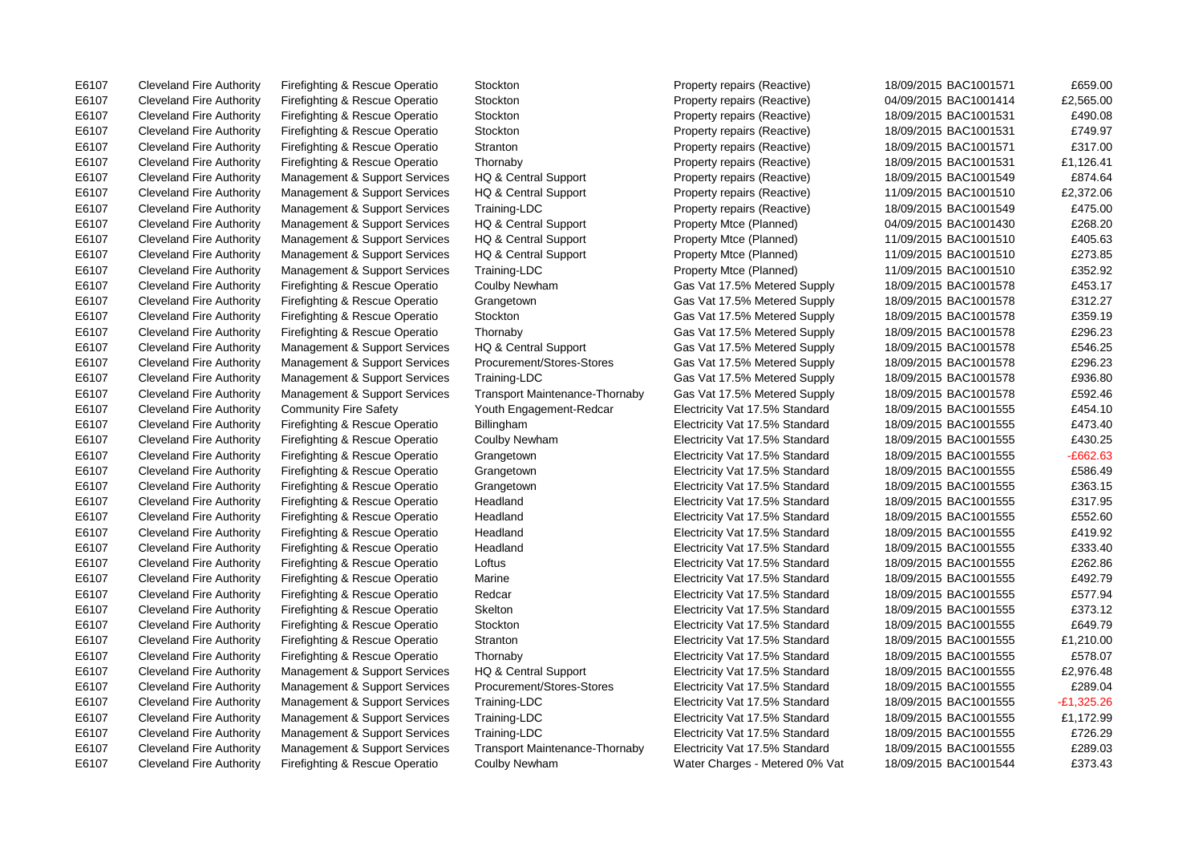| | | | | | | | |
|---|---|---|---|---|---|---|---|
| E6107 | Cleveland Fire Authority | Firefighting & Rescue Operatio | Stockton | Property repairs (Reactive) | 18/09/2015 | BAC1001571 | £659.00 |
| E6107 | Cleveland Fire Authority | Firefighting & Rescue Operatio | Stockton | Property repairs (Reactive) | 04/09/2015 | BAC1001414 | £2,565.00 |
| E6107 | Cleveland Fire Authority | Firefighting & Rescue Operatio | Stockton | Property repairs (Reactive) | 18/09/2015 | BAC1001531 | £490.08 |
| E6107 | Cleveland Fire Authority | Firefighting & Rescue Operatio | Stockton | Property repairs (Reactive) | 18/09/2015 | BAC1001531 | £749.97 |
| E6107 | Cleveland Fire Authority | Firefighting & Rescue Operatio | Stranton | Property repairs (Reactive) | 18/09/2015 | BAC1001571 | £317.00 |
| E6107 | Cleveland Fire Authority | Firefighting & Rescue Operatio | Thornaby | Property repairs (Reactive) | 18/09/2015 | BAC1001531 | £1,126.41 |
| E6107 | Cleveland Fire Authority | Management & Support Services | HQ & Central Support | Property repairs (Reactive) | 18/09/2015 | BAC1001549 | £874.64 |
| E6107 | Cleveland Fire Authority | Management & Support Services | HQ & Central Support | Property repairs (Reactive) | 11/09/2015 | BAC1001510 | £2,372.06 |
| E6107 | Cleveland Fire Authority | Management & Support Services | Training-LDC | Property repairs (Reactive) | 18/09/2015 | BAC1001549 | £475.00 |
| E6107 | Cleveland Fire Authority | Management & Support Services | HQ & Central Support | Property Mtce (Planned) | 04/09/2015 | BAC1001430 | £268.20 |
| E6107 | Cleveland Fire Authority | Management & Support Services | HQ & Central Support | Property Mtce (Planned) | 11/09/2015 | BAC1001510 | £405.63 |
| E6107 | Cleveland Fire Authority | Management & Support Services | HQ & Central Support | Property Mtce (Planned) | 11/09/2015 | BAC1001510 | £273.85 |
| E6107 | Cleveland Fire Authority | Management & Support Services | Training-LDC | Property Mtce (Planned) | 11/09/2015 | BAC1001510 | £352.92 |
| E6107 | Cleveland Fire Authority | Firefighting & Rescue Operatio | Coulby Newham | Gas Vat 17.5% Metered Supply | 18/09/2015 | BAC1001578 | £453.17 |
| E6107 | Cleveland Fire Authority | Firefighting & Rescue Operatio | Grangetown | Gas Vat 17.5% Metered Supply | 18/09/2015 | BAC1001578 | £312.27 |
| E6107 | Cleveland Fire Authority | Firefighting & Rescue Operatio | Stockton | Gas Vat 17.5% Metered Supply | 18/09/2015 | BAC1001578 | £359.19 |
| E6107 | Cleveland Fire Authority | Firefighting & Rescue Operatio | Thornaby | Gas Vat 17.5% Metered Supply | 18/09/2015 | BAC1001578 | £296.23 |
| E6107 | Cleveland Fire Authority | Management & Support Services | HQ & Central Support | Gas Vat 17.5% Metered Supply | 18/09/2015 | BAC1001578 | £546.25 |
| E6107 | Cleveland Fire Authority | Management & Support Services | Procurement/Stores-Stores | Gas Vat 17.5% Metered Supply | 18/09/2015 | BAC1001578 | £296.23 |
| E6107 | Cleveland Fire Authority | Management & Support Services | Training-LDC | Gas Vat 17.5% Metered Supply | 18/09/2015 | BAC1001578 | £936.80 |
| E6107 | Cleveland Fire Authority | Management & Support Services | Transport Maintenance-Thornaby | Gas Vat 17.5% Metered Supply | 18/09/2015 | BAC1001578 | £592.46 |
| E6107 | Cleveland Fire Authority | Community Fire Safety | Youth Engagement-Redcar | Electricity Vat 17.5% Standard | 18/09/2015 | BAC1001555 | £454.10 |
| E6107 | Cleveland Fire Authority | Firefighting & Rescue Operatio | Billingham | Electricity Vat 17.5% Standard | 18/09/2015 | BAC1001555 | £473.40 |
| E6107 | Cleveland Fire Authority | Firefighting & Rescue Operatio | Coulby Newham | Electricity Vat 17.5% Standard | 18/09/2015 | BAC1001555 | £430.25 |
| E6107 | Cleveland Fire Authority | Firefighting & Rescue Operatio | Grangetown | Electricity Vat 17.5% Standard | 18/09/2015 | BAC1001555 | -£662.63 |
| E6107 | Cleveland Fire Authority | Firefighting & Rescue Operatio | Grangetown | Electricity Vat 17.5% Standard | 18/09/2015 | BAC1001555 | £586.49 |
| E6107 | Cleveland Fire Authority | Firefighting & Rescue Operatio | Grangetown | Electricity Vat 17.5% Standard | 18/09/2015 | BAC1001555 | £363.15 |
| E6107 | Cleveland Fire Authority | Firefighting & Rescue Operatio | Headland | Electricity Vat 17.5% Standard | 18/09/2015 | BAC1001555 | £317.95 |
| E6107 | Cleveland Fire Authority | Firefighting & Rescue Operatio | Headland | Electricity Vat 17.5% Standard | 18/09/2015 | BAC1001555 | £552.60 |
| E6107 | Cleveland Fire Authority | Firefighting & Rescue Operatio | Headland | Electricity Vat 17.5% Standard | 18/09/2015 | BAC1001555 | £419.92 |
| E6107 | Cleveland Fire Authority | Firefighting & Rescue Operatio | Headland | Electricity Vat 17.5% Standard | 18/09/2015 | BAC1001555 | £333.40 |
| E6107 | Cleveland Fire Authority | Firefighting & Rescue Operatio | Loftus | Electricity Vat 17.5% Standard | 18/09/2015 | BAC1001555 | £262.86 |
| E6107 | Cleveland Fire Authority | Firefighting & Rescue Operatio | Marine | Electricity Vat 17.5% Standard | 18/09/2015 | BAC1001555 | £492.79 |
| E6107 | Cleveland Fire Authority | Firefighting & Rescue Operatio | Redcar | Electricity Vat 17.5% Standard | 18/09/2015 | BAC1001555 | £577.94 |
| E6107 | Cleveland Fire Authority | Firefighting & Rescue Operatio | Skelton | Electricity Vat 17.5% Standard | 18/09/2015 | BAC1001555 | £373.12 |
| E6107 | Cleveland Fire Authority | Firefighting & Rescue Operatio | Stockton | Electricity Vat 17.5% Standard | 18/09/2015 | BAC1001555 | £649.79 |
| E6107 | Cleveland Fire Authority | Firefighting & Rescue Operatio | Stranton | Electricity Vat 17.5% Standard | 18/09/2015 | BAC1001555 | £1,210.00 |
| E6107 | Cleveland Fire Authority | Firefighting & Rescue Operatio | Thornaby | Electricity Vat 17.5% Standard | 18/09/2015 | BAC1001555 | £578.07 |
| E6107 | Cleveland Fire Authority | Management & Support Services | HQ & Central Support | Electricity Vat 17.5% Standard | 18/09/2015 | BAC1001555 | £2,976.48 |
| E6107 | Cleveland Fire Authority | Management & Support Services | Procurement/Stores-Stores | Electricity Vat 17.5% Standard | 18/09/2015 | BAC1001555 | £289.04 |
| E6107 | Cleveland Fire Authority | Management & Support Services | Training-LDC | Electricity Vat 17.5% Standard | 18/09/2015 | BAC1001555 | -£1,325.26 |
| E6107 | Cleveland Fire Authority | Management & Support Services | Training-LDC | Electricity Vat 17.5% Standard | 18/09/2015 | BAC1001555 | £1,172.99 |
| E6107 | Cleveland Fire Authority | Management & Support Services | Training-LDC | Electricity Vat 17.5% Standard | 18/09/2015 | BAC1001555 | £726.29 |
| E6107 | Cleveland Fire Authority | Management & Support Services | Transport Maintenance-Thornaby | Electricity Vat 17.5% Standard | 18/09/2015 | BAC1001555 | £289.03 |
| E6107 | Cleveland Fire Authority | Firefighting & Rescue Operatio | Coulby Newham | Water Charges - Metered 0% Vat | 18/09/2015 | BAC1001544 | £373.43 |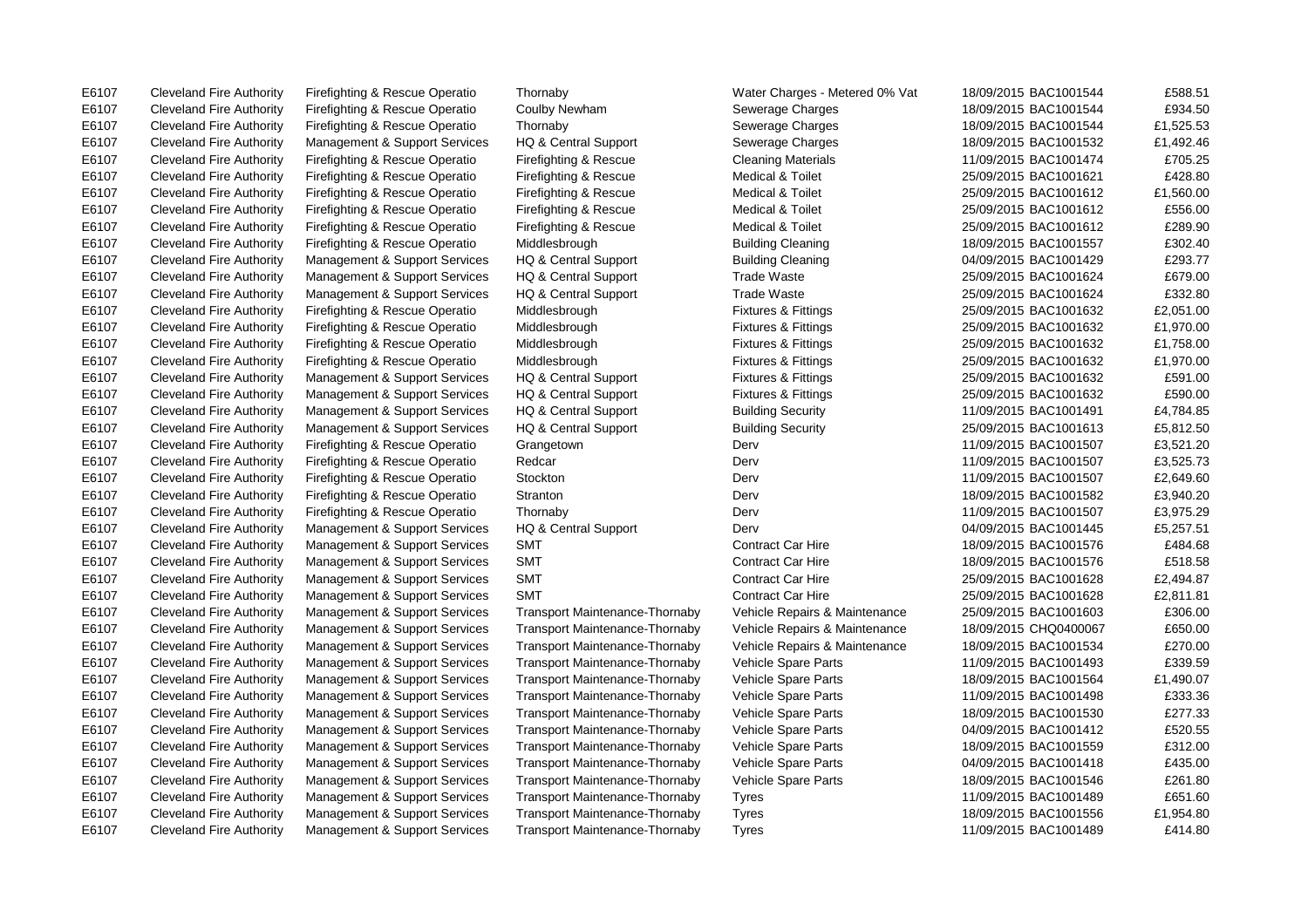| | | | | | | | |
|---|---|---|---|---|---|---|---|
| E6107 | Cleveland Fire Authority | Firefighting & Rescue Operatio | Thornaby | Water Charges - Metered 0% Vat | 18/09/2015 | BAC1001544 | £588.51 |
| E6107 | Cleveland Fire Authority | Firefighting & Rescue Operatio | Coulby Newham | Sewerage Charges | 18/09/2015 | BAC1001544 | £934.50 |
| E6107 | Cleveland Fire Authority | Firefighting & Rescue Operatio | Thornaby | Sewerage Charges | 18/09/2015 | BAC1001544 | £1,525.53 |
| E6107 | Cleveland Fire Authority | Management & Support Services | HQ & Central Support | Sewerage Charges | 18/09/2015 | BAC1001532 | £1,492.46 |
| E6107 | Cleveland Fire Authority | Firefighting & Rescue Operatio | Firefighting & Rescue | Cleaning Materials | 11/09/2015 | BAC1001474 | £705.25 |
| E6107 | Cleveland Fire Authority | Firefighting & Rescue Operatio | Firefighting & Rescue | Medical & Toilet | 25/09/2015 | BAC1001621 | £428.80 |
| E6107 | Cleveland Fire Authority | Firefighting & Rescue Operatio | Firefighting & Rescue | Medical & Toilet | 25/09/2015 | BAC1001612 | £1,560.00 |
| E6107 | Cleveland Fire Authority | Firefighting & Rescue Operatio | Firefighting & Rescue | Medical & Toilet | 25/09/2015 | BAC1001612 | £556.00 |
| E6107 | Cleveland Fire Authority | Firefighting & Rescue Operatio | Firefighting & Rescue | Medical & Toilet | 25/09/2015 | BAC1001612 | £289.90 |
| E6107 | Cleveland Fire Authority | Firefighting & Rescue Operatio | Middlesbrough | Building Cleaning | 18/09/2015 | BAC1001557 | £302.40 |
| E6107 | Cleveland Fire Authority | Management & Support Services | HQ & Central Support | Building Cleaning | 04/09/2015 | BAC1001429 | £293.77 |
| E6107 | Cleveland Fire Authority | Management & Support Services | HQ & Central Support | Trade Waste | 25/09/2015 | BAC1001624 | £679.00 |
| E6107 | Cleveland Fire Authority | Management & Support Services | HQ & Central Support | Trade Waste | 25/09/2015 | BAC1001624 | £332.80 |
| E6107 | Cleveland Fire Authority | Firefighting & Rescue Operatio | Middlesbrough | Fixtures & Fittings | 25/09/2015 | BAC1001632 | £2,051.00 |
| E6107 | Cleveland Fire Authority | Firefighting & Rescue Operatio | Middlesbrough | Fixtures & Fittings | 25/09/2015 | BAC1001632 | £1,970.00 |
| E6107 | Cleveland Fire Authority | Firefighting & Rescue Operatio | Middlesbrough | Fixtures & Fittings | 25/09/2015 | BAC1001632 | £1,758.00 |
| E6107 | Cleveland Fire Authority | Firefighting & Rescue Operatio | Middlesbrough | Fixtures & Fittings | 25/09/2015 | BAC1001632 | £1,970.00 |
| E6107 | Cleveland Fire Authority | Management & Support Services | HQ & Central Support | Fixtures & Fittings | 25/09/2015 | BAC1001632 | £591.00 |
| E6107 | Cleveland Fire Authority | Management & Support Services | HQ & Central Support | Fixtures & Fittings | 25/09/2015 | BAC1001632 | £590.00 |
| E6107 | Cleveland Fire Authority | Management & Support Services | HQ & Central Support | Building Security | 11/09/2015 | BAC1001491 | £4,784.85 |
| E6107 | Cleveland Fire Authority | Management & Support Services | HQ & Central Support | Building Security | 25/09/2015 | BAC1001613 | £5,812.50 |
| E6107 | Cleveland Fire Authority | Firefighting & Rescue Operatio | Grangetown | Derv | 11/09/2015 | BAC1001507 | £3,521.20 |
| E6107 | Cleveland Fire Authority | Firefighting & Rescue Operatio | Redcar | Derv | 11/09/2015 | BAC1001507 | £3,525.73 |
| E6107 | Cleveland Fire Authority | Firefighting & Rescue Operatio | Stockton | Derv | 11/09/2015 | BAC1001507 | £2,649.60 |
| E6107 | Cleveland Fire Authority | Firefighting & Rescue Operatio | Stranton | Derv | 18/09/2015 | BAC1001582 | £3,940.20 |
| E6107 | Cleveland Fire Authority | Firefighting & Rescue Operatio | Thornaby | Derv | 11/09/2015 | BAC1001507 | £3,975.29 |
| E6107 | Cleveland Fire Authority | Management & Support Services | HQ & Central Support | Derv | 04/09/2015 | BAC1001445 | £5,257.51 |
| E6107 | Cleveland Fire Authority | Management & Support Services | SMT | Contract Car Hire | 18/09/2015 | BAC1001576 | £484.68 |
| E6107 | Cleveland Fire Authority | Management & Support Services | SMT | Contract Car Hire | 18/09/2015 | BAC1001576 | £518.58 |
| E6107 | Cleveland Fire Authority | Management & Support Services | SMT | Contract Car Hire | 25/09/2015 | BAC1001628 | £2,494.87 |
| E6107 | Cleveland Fire Authority | Management & Support Services | SMT | Contract Car Hire | 25/09/2015 | BAC1001628 | £2,811.81 |
| E6107 | Cleveland Fire Authority | Management & Support Services | Transport Maintenance-Thornaby | Vehicle Repairs & Maintenance | 25/09/2015 | BAC1001603 | £306.00 |
| E6107 | Cleveland Fire Authority | Management & Support Services | Transport Maintenance-Thornaby | Vehicle Repairs & Maintenance | 18/09/2015 | CHQ0400067 | £650.00 |
| E6107 | Cleveland Fire Authority | Management & Support Services | Transport Maintenance-Thornaby | Vehicle Repairs & Maintenance | 18/09/2015 | BAC1001534 | £270.00 |
| E6107 | Cleveland Fire Authority | Management & Support Services | Transport Maintenance-Thornaby | Vehicle Spare Parts | 11/09/2015 | BAC1001493 | £339.59 |
| E6107 | Cleveland Fire Authority | Management & Support Services | Transport Maintenance-Thornaby | Vehicle Spare Parts | 18/09/2015 | BAC1001564 | £1,490.07 |
| E6107 | Cleveland Fire Authority | Management & Support Services | Transport Maintenance-Thornaby | Vehicle Spare Parts | 11/09/2015 | BAC1001498 | £333.36 |
| E6107 | Cleveland Fire Authority | Management & Support Services | Transport Maintenance-Thornaby | Vehicle Spare Parts | 18/09/2015 | BAC1001530 | £277.33 |
| E6107 | Cleveland Fire Authority | Management & Support Services | Transport Maintenance-Thornaby | Vehicle Spare Parts | 04/09/2015 | BAC1001412 | £520.55 |
| E6107 | Cleveland Fire Authority | Management & Support Services | Transport Maintenance-Thornaby | Vehicle Spare Parts | 18/09/2015 | BAC1001559 | £312.00 |
| E6107 | Cleveland Fire Authority | Management & Support Services | Transport Maintenance-Thornaby | Vehicle Spare Parts | 04/09/2015 | BAC1001418 | £435.00 |
| E6107 | Cleveland Fire Authority | Management & Support Services | Transport Maintenance-Thornaby | Vehicle Spare Parts | 18/09/2015 | BAC1001546 | £261.80 |
| E6107 | Cleveland Fire Authority | Management & Support Services | Transport Maintenance-Thornaby | Tyres | 11/09/2015 | BAC1001489 | £651.60 |
| E6107 | Cleveland Fire Authority | Management & Support Services | Transport Maintenance-Thornaby | Tyres | 18/09/2015 | BAC1001556 | £1,954.80 |
| E6107 | Cleveland Fire Authority | Management & Support Services | Transport Maintenance-Thornaby | Tyres | 11/09/2015 | BAC1001489 | £414.80 |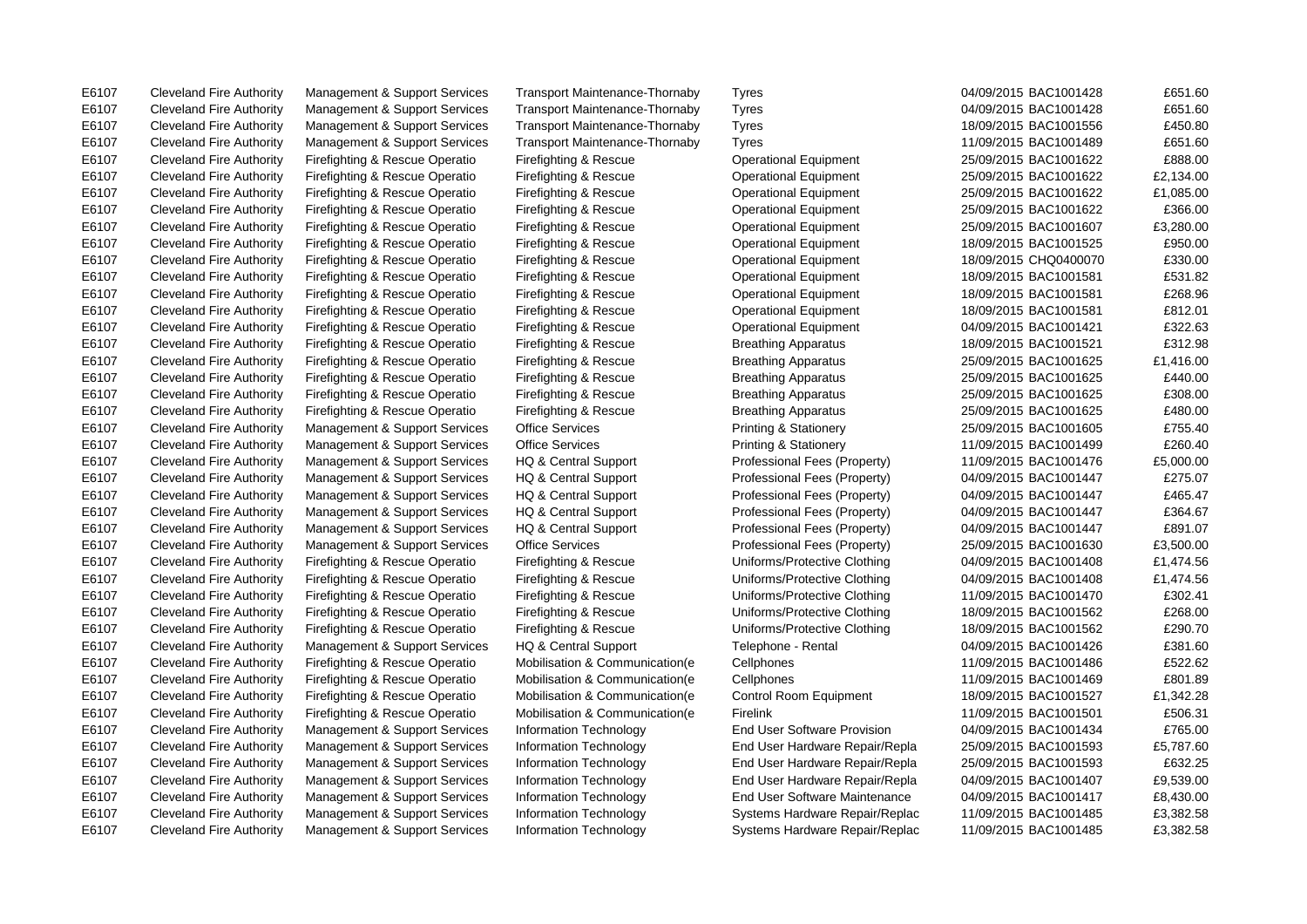| | | | | | | | |
|---|---|---|---|---|---|---|---|
| E6107 | Cleveland Fire Authority | Management & Support Services | Transport Maintenance-Thornaby | Tyres | 04/09/2015 | BAC1001428 | £651.60 |
| E6107 | Cleveland Fire Authority | Management & Support Services | Transport Maintenance-Thornaby | Tyres | 04/09/2015 | BAC1001428 | £651.60 |
| E6107 | Cleveland Fire Authority | Management & Support Services | Transport Maintenance-Thornaby | Tyres | 18/09/2015 | BAC1001556 | £450.80 |
| E6107 | Cleveland Fire Authority | Management & Support Services | Transport Maintenance-Thornaby | Tyres | 11/09/2015 | BAC1001489 | £651.60 |
| E6107 | Cleveland Fire Authority | Firefighting & Rescue Operatio | Firefighting & Rescue | Operational Equipment | 25/09/2015 | BAC1001622 | £888.00 |
| E6107 | Cleveland Fire Authority | Firefighting & Rescue Operatio | Firefighting & Rescue | Operational Equipment | 25/09/2015 | BAC1001622 | £2,134.00 |
| E6107 | Cleveland Fire Authority | Firefighting & Rescue Operatio | Firefighting & Rescue | Operational Equipment | 25/09/2015 | BAC1001622 | £1,085.00 |
| E6107 | Cleveland Fire Authority | Firefighting & Rescue Operatio | Firefighting & Rescue | Operational Equipment | 25/09/2015 | BAC1001622 | £366.00 |
| E6107 | Cleveland Fire Authority | Firefighting & Rescue Operatio | Firefighting & Rescue | Operational Equipment | 25/09/2015 | BAC1001607 | £3,280.00 |
| E6107 | Cleveland Fire Authority | Firefighting & Rescue Operatio | Firefighting & Rescue | Operational Equipment | 18/09/2015 | BAC1001525 | £950.00 |
| E6107 | Cleveland Fire Authority | Firefighting & Rescue Operatio | Firefighting & Rescue | Operational Equipment | 18/09/2015 | CHQ0400070 | £330.00 |
| E6107 | Cleveland Fire Authority | Firefighting & Rescue Operatio | Firefighting & Rescue | Operational Equipment | 18/09/2015 | BAC1001581 | £531.82 |
| E6107 | Cleveland Fire Authority | Firefighting & Rescue Operatio | Firefighting & Rescue | Operational Equipment | 18/09/2015 | BAC1001581 | £268.96 |
| E6107 | Cleveland Fire Authority | Firefighting & Rescue Operatio | Firefighting & Rescue | Operational Equipment | 18/09/2015 | BAC1001581 | £812.01 |
| E6107 | Cleveland Fire Authority | Firefighting & Rescue Operatio | Firefighting & Rescue | Operational Equipment | 04/09/2015 | BAC1001421 | £322.63 |
| E6107 | Cleveland Fire Authority | Firefighting & Rescue Operatio | Firefighting & Rescue | Breathing Apparatus | 18/09/2015 | BAC1001521 | £312.98 |
| E6107 | Cleveland Fire Authority | Firefighting & Rescue Operatio | Firefighting & Rescue | Breathing Apparatus | 25/09/2015 | BAC1001625 | £1,416.00 |
| E6107 | Cleveland Fire Authority | Firefighting & Rescue Operatio | Firefighting & Rescue | Breathing Apparatus | 25/09/2015 | BAC1001625 | £440.00 |
| E6107 | Cleveland Fire Authority | Firefighting & Rescue Operatio | Firefighting & Rescue | Breathing Apparatus | 25/09/2015 | BAC1001625 | £308.00 |
| E6107 | Cleveland Fire Authority | Firefighting & Rescue Operatio | Firefighting & Rescue | Breathing Apparatus | 25/09/2015 | BAC1001625 | £480.00 |
| E6107 | Cleveland Fire Authority | Management & Support Services | Office Services | Printing & Stationery | 25/09/2015 | BAC1001605 | £755.40 |
| E6107 | Cleveland Fire Authority | Management & Support Services | Office Services | Printing & Stationery | 11/09/2015 | BAC1001499 | £260.40 |
| E6107 | Cleveland Fire Authority | Management & Support Services | HQ & Central Support | Professional Fees (Property) | 11/09/2015 | BAC1001476 | £5,000.00 |
| E6107 | Cleveland Fire Authority | Management & Support Services | HQ & Central Support | Professional Fees (Property) | 04/09/2015 | BAC1001447 | £275.07 |
| E6107 | Cleveland Fire Authority | Management & Support Services | HQ & Central Support | Professional Fees (Property) | 04/09/2015 | BAC1001447 | £465.47 |
| E6107 | Cleveland Fire Authority | Management & Support Services | HQ & Central Support | Professional Fees (Property) | 04/09/2015 | BAC1001447 | £364.67 |
| E6107 | Cleveland Fire Authority | Management & Support Services | HQ & Central Support | Professional Fees (Property) | 04/09/2015 | BAC1001447 | £891.07 |
| E6107 | Cleveland Fire Authority | Management & Support Services | Office Services | Professional Fees (Property) | 25/09/2015 | BAC1001630 | £3,500.00 |
| E6107 | Cleveland Fire Authority | Firefighting & Rescue Operatio | Firefighting & Rescue | Uniforms/Protective Clothing | 04/09/2015 | BAC1001408 | £1,474.56 |
| E6107 | Cleveland Fire Authority | Firefighting & Rescue Operatio | Firefighting & Rescue | Uniforms/Protective Clothing | 04/09/2015 | BAC1001408 | £1,474.56 |
| E6107 | Cleveland Fire Authority | Firefighting & Rescue Operatio | Firefighting & Rescue | Uniforms/Protective Clothing | 11/09/2015 | BAC1001470 | £302.41 |
| E6107 | Cleveland Fire Authority | Firefighting & Rescue Operatio | Firefighting & Rescue | Uniforms/Protective Clothing | 18/09/2015 | BAC1001562 | £268.00 |
| E6107 | Cleveland Fire Authority | Firefighting & Rescue Operatio | Firefighting & Rescue | Uniforms/Protective Clothing | 18/09/2015 | BAC1001562 | £290.70 |
| E6107 | Cleveland Fire Authority | Management & Support Services | HQ & Central Support | Telephone - Rental | 04/09/2015 | BAC1001426 | £381.60 |
| E6107 | Cleveland Fire Authority | Firefighting & Rescue Operatio | Mobilisation & Communication(e | Cellphones | 11/09/2015 | BAC1001486 | £522.62 |
| E6107 | Cleveland Fire Authority | Firefighting & Rescue Operatio | Mobilisation & Communication(e | Cellphones | 11/09/2015 | BAC1001469 | £801.89 |
| E6107 | Cleveland Fire Authority | Firefighting & Rescue Operatio | Mobilisation & Communication(e | Control Room Equipment | 18/09/2015 | BAC1001527 | £1,342.28 |
| E6107 | Cleveland Fire Authority | Firefighting & Rescue Operatio | Mobilisation & Communication(e | Firelink | 11/09/2015 | BAC1001501 | £506.31 |
| E6107 | Cleveland Fire Authority | Management & Support Services | Information Technology | End User Software Provision | 04/09/2015 | BAC1001434 | £765.00 |
| E6107 | Cleveland Fire Authority | Management & Support Services | Information Technology | End User Hardware Repair/Repla | 25/09/2015 | BAC1001593 | £5,787.60 |
| E6107 | Cleveland Fire Authority | Management & Support Services | Information Technology | End User Hardware Repair/Repla | 25/09/2015 | BAC1001593 | £632.25 |
| E6107 | Cleveland Fire Authority | Management & Support Services | Information Technology | End User Hardware Repair/Repla | 04/09/2015 | BAC1001407 | £9,539.00 |
| E6107 | Cleveland Fire Authority | Management & Support Services | Information Technology | End User Software Maintenance | 04/09/2015 | BAC1001417 | £8,430.00 |
| E6107 | Cleveland Fire Authority | Management & Support Services | Information Technology | Systems Hardware Repair/Replac | 11/09/2015 | BAC1001485 | £3,382.58 |
| E6107 | Cleveland Fire Authority | Management & Support Services | Information Technology | Systems Hardware Repair/Replac | 11/09/2015 | BAC1001485 | £3,382.58 |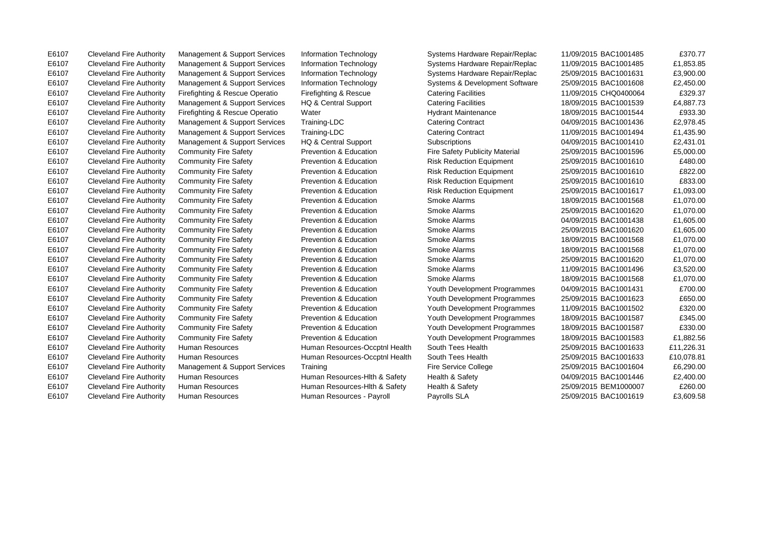| | | | | | | | |
|---|---|---|---|---|---|---|---|
| E6107 | Cleveland Fire Authority | Management & Support Services | Information Technology | Systems Hardware Repair/Replac | 11/09/2015 | BAC1001485 | £370.77 |
| E6107 | Cleveland Fire Authority | Management & Support Services | Information Technology | Systems Hardware Repair/Replac | 11/09/2015 | BAC1001485 | £1,853.85 |
| E6107 | Cleveland Fire Authority | Management & Support Services | Information Technology | Systems Hardware Repair/Replac | 25/09/2015 | BAC1001631 | £3,900.00 |
| E6107 | Cleveland Fire Authority | Management & Support Services | Information Technology | Systems & Development Software | 25/09/2015 | BAC1001608 | £2,450.00 |
| E6107 | Cleveland Fire Authority | Firefighting & Rescue Operatio | Firefighting & Rescue | Catering Facilities | 11/09/2015 | CHQ0400064 | £329.37 |
| E6107 | Cleveland Fire Authority | Management & Support Services | HQ & Central Support | Catering Facilities | 18/09/2015 | BAC1001539 | £4,887.73 |
| E6107 | Cleveland Fire Authority | Firefighting & Rescue Operatio | Water | Hydrant Maintenance | 18/09/2015 | BAC1001544 | £933.30 |
| E6107 | Cleveland Fire Authority | Management & Support Services | Training-LDC | Catering Contract | 04/09/2015 | BAC1001436 | £2,978.45 |
| E6107 | Cleveland Fire Authority | Management & Support Services | Training-LDC | Catering Contract | 11/09/2015 | BAC1001494 | £1,435.90 |
| E6107 | Cleveland Fire Authority | Management & Support Services | HQ & Central Support | Subscriptions | 04/09/2015 | BAC1001410 | £2,431.01 |
| E6107 | Cleveland Fire Authority | Community Fire Safety | Prevention & Education | Fire Safety Publicity Material | 25/09/2015 | BAC1001596 | £5,000.00 |
| E6107 | Cleveland Fire Authority | Community Fire Safety | Prevention & Education | Risk Reduction Equipment | 25/09/2015 | BAC1001610 | £480.00 |
| E6107 | Cleveland Fire Authority | Community Fire Safety | Prevention & Education | Risk Reduction Equipment | 25/09/2015 | BAC1001610 | £822.00 |
| E6107 | Cleveland Fire Authority | Community Fire Safety | Prevention & Education | Risk Reduction Equipment | 25/09/2015 | BAC1001610 | £833.00 |
| E6107 | Cleveland Fire Authority | Community Fire Safety | Prevention & Education | Risk Reduction Equipment | 25/09/2015 | BAC1001617 | £1,093.00 |
| E6107 | Cleveland Fire Authority | Community Fire Safety | Prevention & Education | Smoke Alarms | 18/09/2015 | BAC1001568 | £1,070.00 |
| E6107 | Cleveland Fire Authority | Community Fire Safety | Prevention & Education | Smoke Alarms | 25/09/2015 | BAC1001620 | £1,070.00 |
| E6107 | Cleveland Fire Authority | Community Fire Safety | Prevention & Education | Smoke Alarms | 04/09/2015 | BAC1001438 | £1,605.00 |
| E6107 | Cleveland Fire Authority | Community Fire Safety | Prevention & Education | Smoke Alarms | 25/09/2015 | BAC1001620 | £1,605.00 |
| E6107 | Cleveland Fire Authority | Community Fire Safety | Prevention & Education | Smoke Alarms | 18/09/2015 | BAC1001568 | £1,070.00 |
| E6107 | Cleveland Fire Authority | Community Fire Safety | Prevention & Education | Smoke Alarms | 18/09/2015 | BAC1001568 | £1,070.00 |
| E6107 | Cleveland Fire Authority | Community Fire Safety | Prevention & Education | Smoke Alarms | 25/09/2015 | BAC1001620 | £1,070.00 |
| E6107 | Cleveland Fire Authority | Community Fire Safety | Prevention & Education | Smoke Alarms | 11/09/2015 | BAC1001496 | £3,520.00 |
| E6107 | Cleveland Fire Authority | Community Fire Safety | Prevention & Education | Smoke Alarms | 18/09/2015 | BAC1001568 | £1,070.00 |
| E6107 | Cleveland Fire Authority | Community Fire Safety | Prevention & Education | Youth Development Programmes | 04/09/2015 | BAC1001431 | £700.00 |
| E6107 | Cleveland Fire Authority | Community Fire Safety | Prevention & Education | Youth Development Programmes | 25/09/2015 | BAC1001623 | £650.00 |
| E6107 | Cleveland Fire Authority | Community Fire Safety | Prevention & Education | Youth Development Programmes | 11/09/2015 | BAC1001502 | £320.00 |
| E6107 | Cleveland Fire Authority | Community Fire Safety | Prevention & Education | Youth Development Programmes | 18/09/2015 | BAC1001587 | £345.00 |
| E6107 | Cleveland Fire Authority | Community Fire Safety | Prevention & Education | Youth Development Programmes | 18/09/2015 | BAC1001587 | £330.00 |
| E6107 | Cleveland Fire Authority | Community Fire Safety | Prevention & Education | Youth Development Programmes | 18/09/2015 | BAC1001583 | £1,882.56 |
| E6107 | Cleveland Fire Authority | Human Resources | Human Resources-Occptnl Health | South Tees Health | 25/09/2015 | BAC1001633 | £11,226.31 |
| E6107 | Cleveland Fire Authority | Human Resources | Human Resources-Occptnl Health | South Tees Health | 25/09/2015 | BAC1001633 | £10,078.81 |
| E6107 | Cleveland Fire Authority | Management & Support Services | Training | Fire Service College | 25/09/2015 | BAC1001604 | £6,290.00 |
| E6107 | Cleveland Fire Authority | Human Resources | Human Resources-Hlth & Safety | Health & Safety | 04/09/2015 | BAC1001446 | £2,400.00 |
| E6107 | Cleveland Fire Authority | Human Resources | Human Resources-Hlth & Safety | Health & Safety | 25/09/2015 | BEM1000007 | £260.00 |
| E6107 | Cleveland Fire Authority | Human Resources | Human Resources - Payroll | Payrolls SLA | 25/09/2015 | BAC1001619 | £3,609.58 |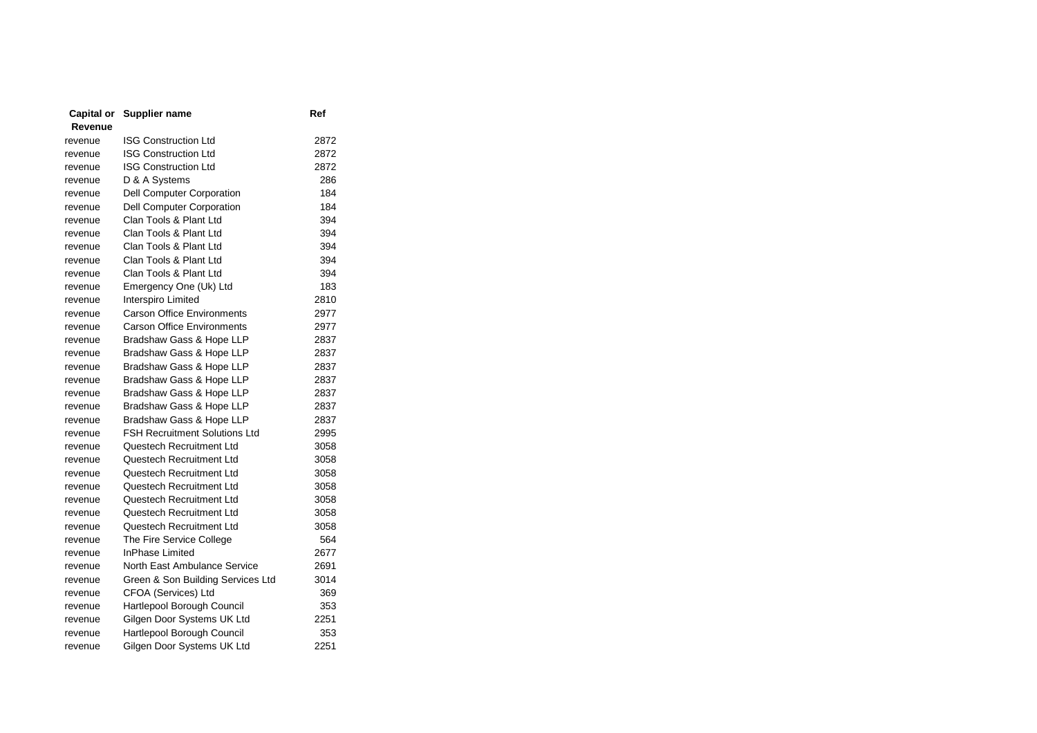| Capital or Revenue | Supplier name | Ref |
|---|---|---|
| revenue | ISG Construction Ltd | 2872 |
| revenue | ISG Construction Ltd | 2872 |
| revenue | ISG Construction Ltd | 2872 |
| revenue | D & A Systems | 286 |
| revenue | Dell Computer Corporation | 184 |
| revenue | Dell Computer Corporation | 184 |
| revenue | Clan Tools & Plant Ltd | 394 |
| revenue | Clan Tools & Plant Ltd | 394 |
| revenue | Clan Tools & Plant Ltd | 394 |
| revenue | Clan Tools & Plant Ltd | 394 |
| revenue | Clan Tools & Plant Ltd | 394 |
| revenue | Emergency One (Uk) Ltd | 183 |
| revenue | Interspiro Limited | 2810 |
| revenue | Carson Office Environments | 2977 |
| revenue | Carson Office Environments | 2977 |
| revenue | Bradshaw Gass & Hope LLP | 2837 |
| revenue | Bradshaw Gass & Hope LLP | 2837 |
| revenue | Bradshaw Gass & Hope LLP | 2837 |
| revenue | Bradshaw Gass & Hope LLP | 2837 |
| revenue | Bradshaw Gass & Hope LLP | 2837 |
| revenue | Bradshaw Gass & Hope LLP | 2837 |
| revenue | Bradshaw Gass & Hope LLP | 2837 |
| revenue | FSH Recruitment Solutions Ltd | 2995 |
| revenue | Questech Recruitment Ltd | 3058 |
| revenue | Questech Recruitment Ltd | 3058 |
| revenue | Questech Recruitment Ltd | 3058 |
| revenue | Questech Recruitment Ltd | 3058 |
| revenue | Questech Recruitment Ltd | 3058 |
| revenue | Questech Recruitment Ltd | 3058 |
| revenue | Questech Recruitment Ltd | 3058 |
| revenue | The Fire Service College | 564 |
| revenue | InPhase Limited | 2677 |
| revenue | North East Ambulance Service | 2691 |
| revenue | Green & Son Building Services Ltd | 3014 |
| revenue | CFOA (Services) Ltd | 369 |
| revenue | Hartlepool Borough Council | 353 |
| revenue | Gilgen Door Systems UK Ltd | 2251 |
| revenue | Hartlepool Borough Council | 353 |
| revenue | Gilgen Door Systems UK Ltd | 2251 |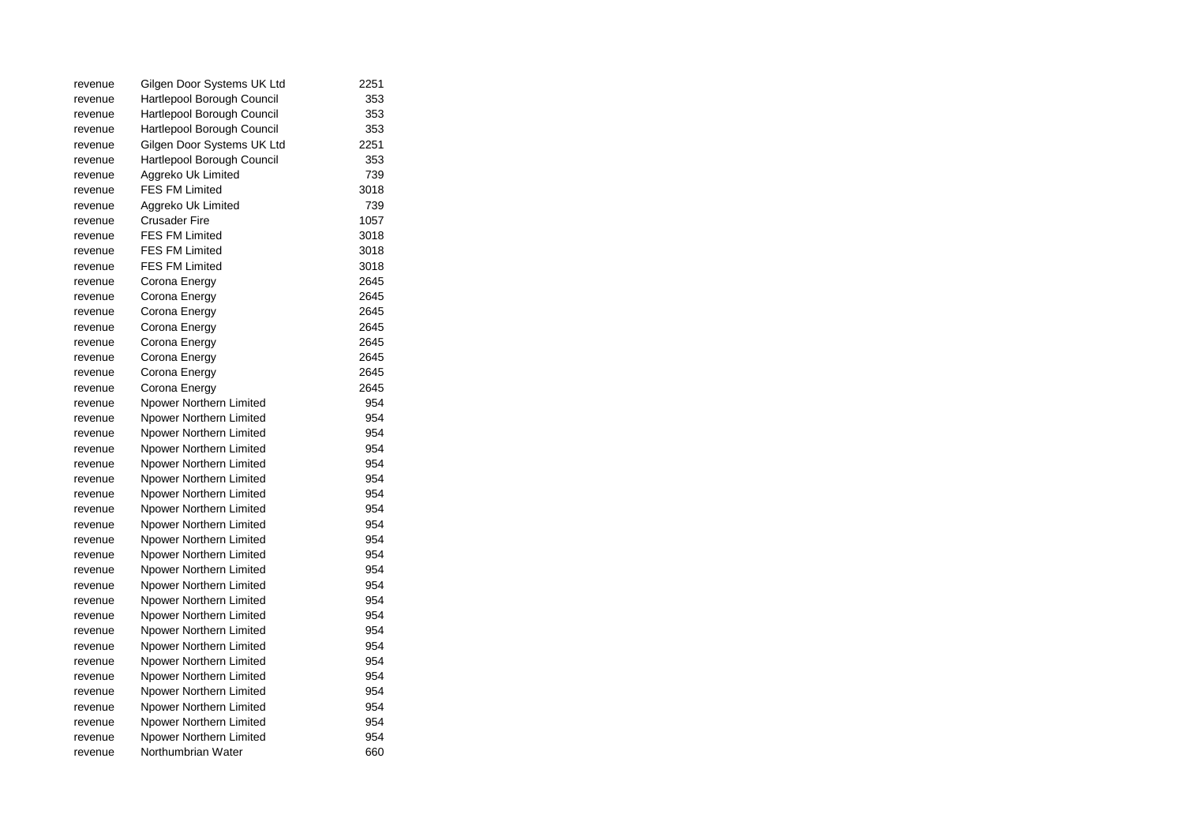| | | |
|---|---|---|
| revenue | Gilgen Door Systems UK Ltd | 2251 |
| revenue | Hartlepool Borough Council | 353 |
| revenue | Hartlepool Borough Council | 353 |
| revenue | Hartlepool Borough Council | 353 |
| revenue | Gilgen Door Systems UK Ltd | 2251 |
| revenue | Hartlepool Borough Council | 353 |
| revenue | Aggreko Uk Limited | 739 |
| revenue | FES FM Limited | 3018 |
| revenue | Aggreko Uk Limited | 739 |
| revenue | Crusader Fire | 1057 |
| revenue | FES FM Limited | 3018 |
| revenue | FES FM Limited | 3018 |
| revenue | FES FM Limited | 3018 |
| revenue | Corona Energy | 2645 |
| revenue | Corona Energy | 2645 |
| revenue | Corona Energy | 2645 |
| revenue | Corona Energy | 2645 |
| revenue | Corona Energy | 2645 |
| revenue | Corona Energy | 2645 |
| revenue | Corona Energy | 2645 |
| revenue | Corona Energy | 2645 |
| revenue | Npower Northern Limited | 954 |
| revenue | Npower Northern Limited | 954 |
| revenue | Npower Northern Limited | 954 |
| revenue | Npower Northern Limited | 954 |
| revenue | Npower Northern Limited | 954 |
| revenue | Npower Northern Limited | 954 |
| revenue | Npower Northern Limited | 954 |
| revenue | Npower Northern Limited | 954 |
| revenue | Npower Northern Limited | 954 |
| revenue | Npower Northern Limited | 954 |
| revenue | Npower Northern Limited | 954 |
| revenue | Npower Northern Limited | 954 |
| revenue | Npower Northern Limited | 954 |
| revenue | Npower Northern Limited | 954 |
| revenue | Npower Northern Limited | 954 |
| revenue | Npower Northern Limited | 954 |
| revenue | Npower Northern Limited | 954 |
| revenue | Npower Northern Limited | 954 |
| revenue | Npower Northern Limited | 954 |
| revenue | Npower Northern Limited | 954 |
| revenue | Npower Northern Limited | 954 |
| revenue | Npower Northern Limited | 954 |
| revenue | Npower Northern Limited | 954 |
| revenue | Northumbrian Water | 660 |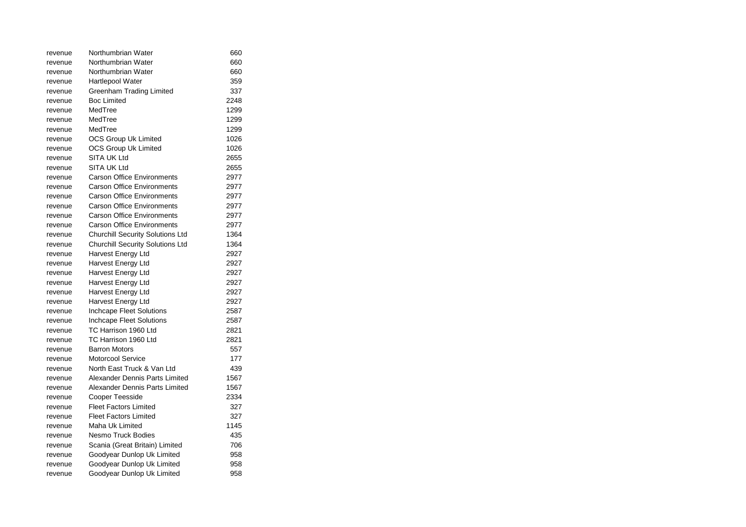| | | |
|---|---|---|
| revenue | Northumbrian Water | 660 |
| revenue | Northumbrian Water | 660 |
| revenue | Northumbrian Water | 660 |
| revenue | Hartlepool Water | 359 |
| revenue | Greenham Trading Limited | 337 |
| revenue | Boc Limited | 2248 |
| revenue | MedTree | 1299 |
| revenue | MedTree | 1299 |
| revenue | MedTree | 1299 |
| revenue | OCS Group Uk Limited | 1026 |
| revenue | OCS Group Uk Limited | 1026 |
| revenue | SITA UK Ltd | 2655 |
| revenue | SITA UK Ltd | 2655 |
| revenue | Carson Office Environments | 2977 |
| revenue | Carson Office Environments | 2977 |
| revenue | Carson Office Environments | 2977 |
| revenue | Carson Office Environments | 2977 |
| revenue | Carson Office Environments | 2977 |
| revenue | Carson Office Environments | 2977 |
| revenue | Churchill Security Solutions Ltd | 1364 |
| revenue | Churchill Security Solutions Ltd | 1364 |
| revenue | Harvest Energy Ltd | 2927 |
| revenue | Harvest Energy Ltd | 2927 |
| revenue | Harvest Energy Ltd | 2927 |
| revenue | Harvest Energy Ltd | 2927 |
| revenue | Harvest Energy Ltd | 2927 |
| revenue | Harvest Energy Ltd | 2927 |
| revenue | Inchcape Fleet Solutions | 2587 |
| revenue | Inchcape Fleet Solutions | 2587 |
| revenue | TC Harrison 1960 Ltd | 2821 |
| revenue | TC Harrison 1960 Ltd | 2821 |
| revenue | Barron Motors | 557 |
| revenue | Motorcool Service | 177 |
| revenue | North East Truck & Van Ltd | 439 |
| revenue | Alexander Dennis Parts Limited | 1567 |
| revenue | Alexander Dennis Parts Limited | 1567 |
| revenue | Cooper Teesside | 2334 |
| revenue | Fleet Factors Limited | 327 |
| revenue | Fleet Factors Limited | 327 |
| revenue | Maha Uk Limited | 1145 |
| revenue | Nesmo Truck Bodies | 435 |
| revenue | Scania (Great Britain) Limited | 706 |
| revenue | Goodyear Dunlop Uk Limited | 958 |
| revenue | Goodyear Dunlop Uk Limited | 958 |
| revenue | Goodyear Dunlop Uk Limited | 958 |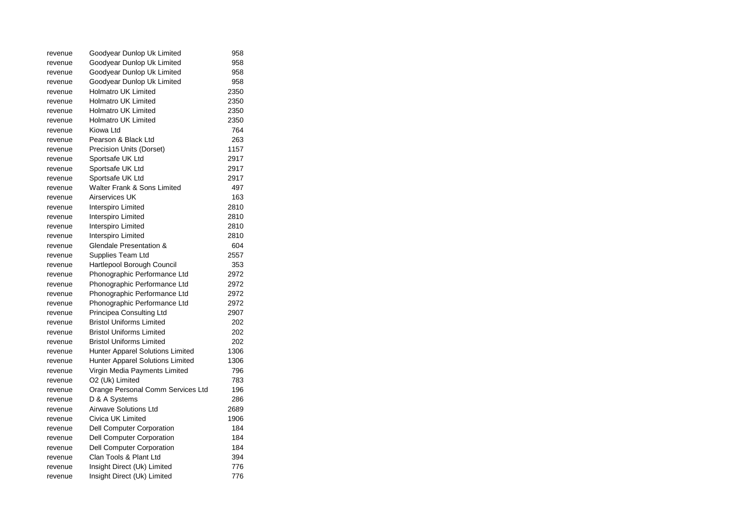| | | |
|---|---|---|
| revenue | Goodyear Dunlop Uk Limited | 958 |
| revenue | Goodyear Dunlop Uk Limited | 958 |
| revenue | Goodyear Dunlop Uk Limited | 958 |
| revenue | Goodyear Dunlop Uk Limited | 958 |
| revenue | Holmatro UK Limited | 2350 |
| revenue | Holmatro UK Limited | 2350 |
| revenue | Holmatro UK Limited | 2350 |
| revenue | Holmatro UK Limited | 2350 |
| revenue | Kiowa Ltd | 764 |
| revenue | Pearson & Black Ltd | 263 |
| revenue | Precision Units (Dorset) | 1157 |
| revenue | Sportsafe UK Ltd | 2917 |
| revenue | Sportsafe UK Ltd | 2917 |
| revenue | Sportsafe UK Ltd | 2917 |
| revenue | Walter Frank & Sons Limited | 497 |
| revenue | Airservices UK | 163 |
| revenue | Interspiro Limited | 2810 |
| revenue | Interspiro Limited | 2810 |
| revenue | Interspiro Limited | 2810 |
| revenue | Interspiro Limited | 2810 |
| revenue | Glendale Presentation & | 604 |
| revenue | Supplies Team Ltd | 2557 |
| revenue | Hartlepool Borough Council | 353 |
| revenue | Phonographic Performance Ltd | 2972 |
| revenue | Phonographic Performance Ltd | 2972 |
| revenue | Phonographic Performance Ltd | 2972 |
| revenue | Phonographic Performance Ltd | 2972 |
| revenue | Principea Consulting Ltd | 2907 |
| revenue | Bristol Uniforms Limited | 202 |
| revenue | Bristol Uniforms Limited | 202 |
| revenue | Bristol Uniforms Limited | 202 |
| revenue | Hunter Apparel Solutions Limited | 1306 |
| revenue | Hunter Apparel Solutions Limited | 1306 |
| revenue | Virgin Media Payments Limited | 796 |
| revenue | O2 (Uk) Limited | 783 |
| revenue | Orange Personal Comm Services Ltd | 196 |
| revenue | D & A Systems | 286 |
| revenue | Airwave Solutions Ltd | 2689 |
| revenue | Civica UK Limited | 1906 |
| revenue | Dell Computer Corporation | 184 |
| revenue | Dell Computer Corporation | 184 |
| revenue | Dell Computer Corporation | 184 |
| revenue | Clan Tools & Plant Ltd | 394 |
| revenue | Insight Direct (Uk) Limited | 776 |
| revenue | Insight Direct (Uk) Limited | 776 |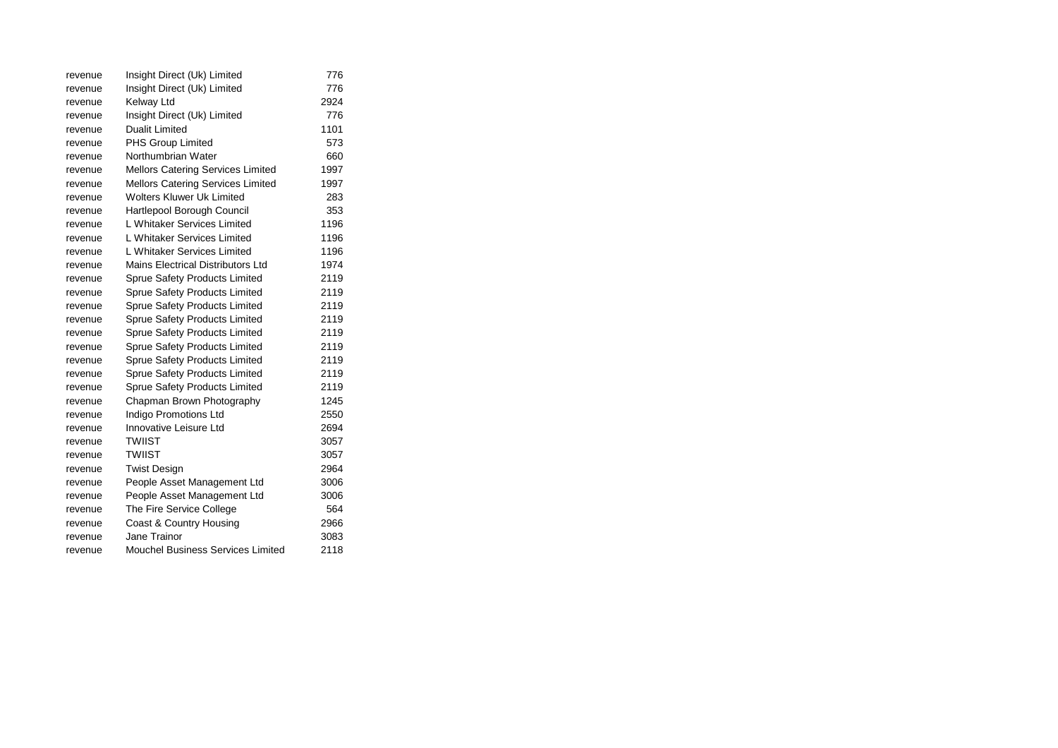| | | |
|---|---|---|
| revenue | Insight Direct (Uk) Limited | 776 |
| revenue | Insight Direct (Uk) Limited | 776 |
| revenue | Kelway Ltd | 2924 |
| revenue | Insight Direct (Uk) Limited | 776 |
| revenue | Dualit Limited | 1101 |
| revenue | PHS Group Limited | 573 |
| revenue | Northumbrian Water | 660 |
| revenue | Mellors Catering Services Limited | 1997 |
| revenue | Mellors Catering Services Limited | 1997 |
| revenue | Wolters Kluwer Uk Limited | 283 |
| revenue | Hartlepool Borough Council | 353 |
| revenue | L Whitaker Services Limited | 1196 |
| revenue | L Whitaker Services Limited | 1196 |
| revenue | L Whitaker Services Limited | 1196 |
| revenue | Mains Electrical Distributors Ltd | 1974 |
| revenue | Sprue Safety Products Limited | 2119 |
| revenue | Sprue Safety Products Limited | 2119 |
| revenue | Sprue Safety Products Limited | 2119 |
| revenue | Sprue Safety Products Limited | 2119 |
| revenue | Sprue Safety Products Limited | 2119 |
| revenue | Sprue Safety Products Limited | 2119 |
| revenue | Sprue Safety Products Limited | 2119 |
| revenue | Sprue Safety Products Limited | 2119 |
| revenue | Sprue Safety Products Limited | 2119 |
| revenue | Chapman Brown Photography | 1245 |
| revenue | Indigo Promotions Ltd | 2550 |
| revenue | Innovative Leisure Ltd | 2694 |
| revenue | TWIIST | 3057 |
| revenue | TWIIST | 3057 |
| revenue | Twist Design | 2964 |
| revenue | People Asset Management Ltd | 3006 |
| revenue | People Asset Management Ltd | 3006 |
| revenue | The Fire Service College | 564 |
| revenue | Coast & Country Housing | 2966 |
| revenue | Jane Trainor | 3083 |
| revenue | Mouchel Business Services Limited | 2118 |